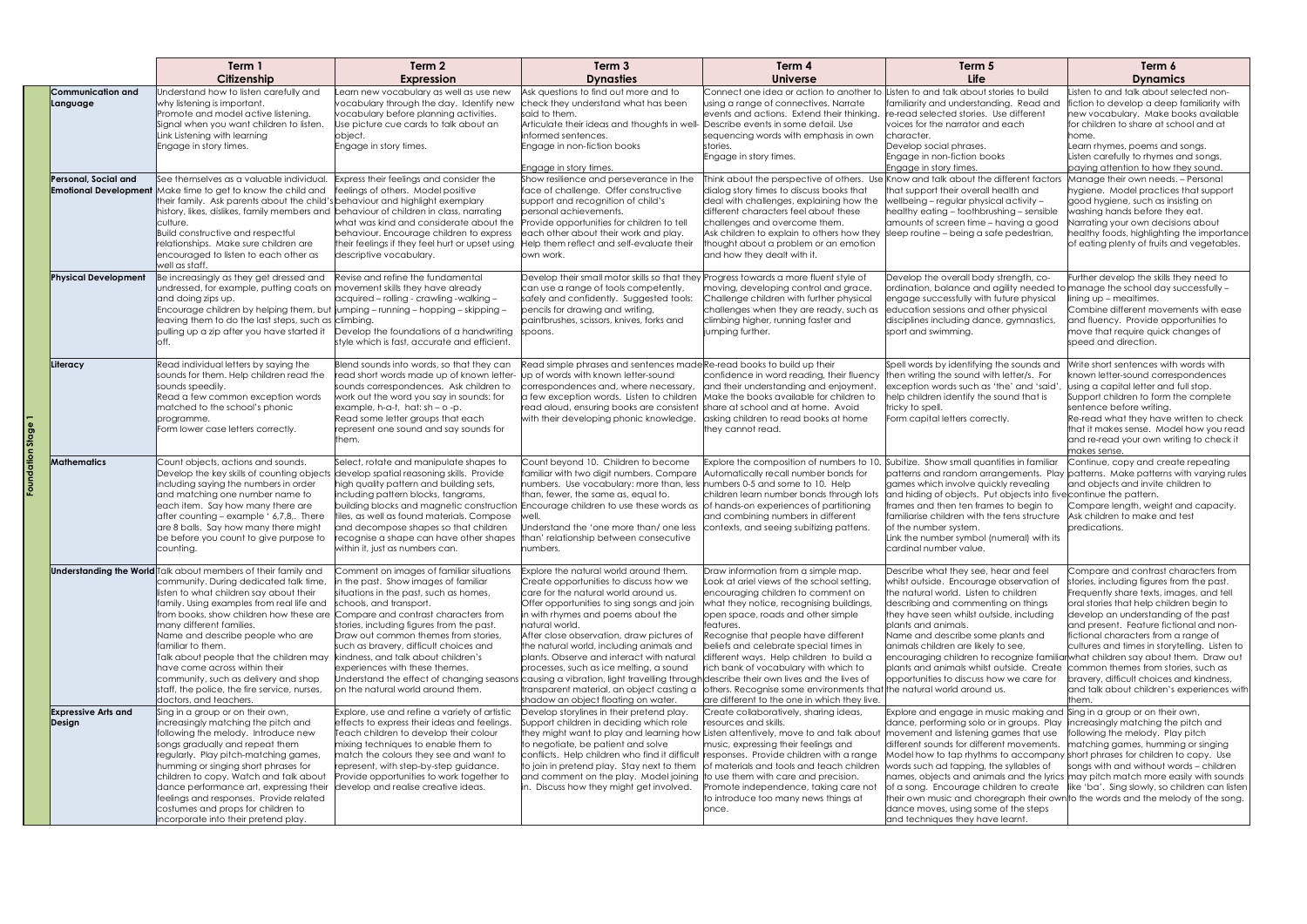| Foundation Stage 1 | | Term 1 Citizenship | Term 2 Expression | Term 3 Dynasties | Term 4 Universe | Term 5 Life | Term 6 Dynamics |
|---|---|---|---|---|---|---|---|
| | **Communication and Language** | Understand how to listen carefully and why listening is important. Promote and model active listening. Signal when you want children to listen. Link Listening with learning Engage in story times. | Learn new vocabulary as well as use new vocabulary through the day. Identify new vocabulary before planning activities. Use picture cue cards to talk about an object. Engage in story times. | Ask questions to find out more and to check they understand what has been said to them. Articulate their ideas and thoughts in well-informed sentences. Engage in non-fiction books Engage in story times. | Connect one idea or action to another to using a range of connectives. Narrate events and actions. Extend their thinking. Describe events in some detail. Use sequencing words with emphasis in own stories. Engage in story times. | Listen to and talk about stories to build familiarity and understanding. Read and re-read selected stories. Use different voices for the narrator and each character. Develop social phrases. Engage in non-fiction books Engage in story times. | Listen to and talk about selected non-fiction to develop a deep familiarity with new vocabulary. Make books available for children to share at school and at home. Learn rhymes, poems and songs. Listen carefully to rhymes and songs, paying attention to how they sound. |
| | **Personal, Social and Emotional Development** | See themselves as a valuable individual. Make time to get to know the child and their family. Ask parents about the child's history, likes, dislikes, family members and culture. Build constructive and respectful relationships. Make sure children are encouraged to listen to each other as well as staff. | Express their feelings and consider the feelings of others. Model positive behaviour and highlight exemplary behaviour of children in class, narrating what was kind and considerate about the behaviour. Encourage children to express their feelings if they feel hurt or upset using descriptive vocabulary. | Show resilience and perseverance in the face of challenge. Offer constructive support and recognition of child's personal achievements. Provide opportunities for children to tell each other about their work and play. Help them reflect and self-evaluate their own work. | Think about the perspective of others. Use dialog story times to discuss books that deal with challenges, explaining how the different characters feel about these challenges and overcome them. Ask children to explain to others how they thought about a problem or an emotion and how they dealt with it. | Know and talk about the different factors that support their overall health and wellbeing – regular physical activity – healthy eating – toothbrushing – sensible amounts of screen time – having a good sleep routine – being a safe pedestrian, | Manage their own needs. – Personal hygiene. Model practices that support good hygiene, such as insisting on washing hands before they eat. Narrating your own decisions about healthy foods, highlighting the importance of eating plenty of fruits and vegetables. |
| | **Physical Development** | Be increasingly as they get dressed and undressed, for example, putting coats on and doing zips up. Encourage children by helping them, but leaving them to do the last steps, such as pulling up a zip after you have started it off. | Revise and refine the fundamental movement skills they have already acquired – rolling - crawling -walking – jumping – running – hopping – skipping – climbing. Develop the foundations of a handwriting style which is fast, accurate and efficient. | Develop their small motor skills so that they can use a range of tools competently, safely and confidently. Suggested tools: pencils for drawing and writing, paintbrushes, scissors, knives, forks and spoons. | Progress towards a more fluent style of moving, developing control and grace. Challenge children with further physical challenges when they are ready, such as climbing higher, running faster and jumping further. | Develop the overall body strength, co-ordination, balance and agility needed to engage successfully with future physical education sessions and other physical disciplines including dance, gymnastics, sport and swimming. | Further develop the skills they need to manage the school day successfully – lining up – mealtimes. Combine different movements with ease and fluency. Provide opportunities to move that require quick changes of speed and direction. |
| | **Literacy** | Read individual letters by saying the sounds for them. Help children read the sounds speedily. Read a few common exception words matched to the school's phonic programme. Form lower case letters correctly. | Blend sounds into words, so that they can read short words made up of known letter-sounds correspondences. Ask children to work out the word you say in sounds: for example, h-a-t, hat: sh – o -p. Read some letter groups that each represent one sound and say sounds for them. | Read simple phrases and sentences made up of words with known letter-sound correspondences and, where necessary, a few exception words. Listen to children read aloud, ensuring books are consistent with their developing phonic knowledge. | Re-read books to build up their confidence in word reading, their fluency and their understanding and enjoyment. Make the books available for children to share at school and at home. Avoid asking children to read books at home they cannot read. | Spell words by identifying the sounds and then writing the sound with letter/s. For exception words such as 'the' and 'said', help children identify the sound that is tricky to spell. Form capital letters correctly. | Write short sentences with words with known letter-sound correspondences using a capital letter and full stop. Support children to form the complete sentence before writing. Re-read what they have written to check that it makes sense. Model how you read and re-read your own writing to check it makes sense. |
| | **Mathematics** | Count objects, actions and sounds. Develop the key skills of counting objects including saying the numbers in order and matching one number name to each item. Say how many there are after counting – example ' 6,7,8,. There are 8 balls. Say how many there might be before you count to give purpose to counting. | Select, rotate and manipulate shapes to develop spatial reasoning skills. Provide high quality pattern and building sets, including pattern blocks, tangrams, building blocks and magnetic construction tiles, as well as found materials. Compose and decompose shapes so that children recognise a shape can have other shapes within it, just as numbers can. | Count beyond 10. Children to become familiar with two digit numbers. Compare numbers. Use vocabulary: more than, less than, fewer, the same as, equal to. Encourage children to use these words as well. Understand the 'one more than/ one less than' relationship between consecutive numbers. | Explore the composition of numbers to 10. Automatically recall number bonds for numbers 0-5 and some to 10. Help children learn number bonds through lots of hands-on experiences of partitioning and combining numbers in different contexts, and seeing subitizing patterns. | Subitize. Show small quantities in familiar patterns and random arrangements. Play games which involve quickly revealing and hiding of objects. Put objects into five frames and then ten frames to begin to familiarise children with the tens structure of the number system. Link the number symbol (numeral) with its cardinal number value. | Continue, copy and create repeating patterns. Make patterns with varying rules and objects and invite children to continue the pattern. Compare length, weight and capacity. Ask children to make and test predications. |
| | **Understanding the World** | Talk about members of their family and community. During dedicated talk time, listen to what children say about their family. Using examples from real life and from books, show children how there are many different families. Name and describe people who are familiar to them. Talk about people that the children may have come across within their community, such as delivery and shop staff, the police, the fire service, nurses, doctors, and teachers. | Comment on images of familiar situations in the past. Show images of familiar situations in the past, such as homes, schools, and transport. Compare and contrast characters from stories, including figures from the past. Draw out common themes from stories, such as bravery, difficult choices and kindness, and talk about children's experiences with these themes. Understand the effect of changing seasons on the natural world around them. | Explore the natural world around them. Create opportunities to discuss how we care for the natural world around us. Offer opportunities to sing songs and join in with rhymes and poems about the natural world. After close observation, draw pictures of the natural world, including animals and plants. Observe and interact with natural processes, such as ice melting, a sound causing a vibration, light travelling through transparent material, an object casting a shadow an object floating on water. | Draw information from a simple map. Look at ariel views of the school setting, encouraging children to comment on what they notice, recognising buildings, open space, roads and other simple features. Recognise that people have different beliefs and celebrate special times in different ways. Help children to build a rich bank of vocabulary with which to describe their own lives and the lives of others. Recognise some environments that are different to the one in which they live. | Describe what they see, hear and feel whilst outside. Encourage observation of the natural world. Listen to children describing and commenting on things they have seen whilst outside, including plants and animals. Name and describe some plants and animals children are likely to see, encouraging children to recognize familiar plants and animals whilst outside. Create opportunities to discuss how we care for the natural world around us. | Compare and contrast characters from stories, including figures from the past. Frequently share texts, images, and tell oral stories that help children begin to develop an understanding of the past and present. Feature fictional and non-fictional characters from a range of cultures and times in storytelling. Listen to what children say about them. Draw out common themes from stories, such as bravery, difficult choices and kindness, and talk about children's experiences with them. |
| | **Expressive Arts and Design** | Sing in a group or on their own, increasingly matching the pitch and following the melody. Introduce new songs gradually and repeat them regularly. Play pitch-matching games, humming or singing short phrases for children to copy. Watch and talk about dance performance art, expressing their feelings and responses. Provide related costumes and props for children to incorporate into their pretend play. | Explore, use and refine a variety of artistic effects to express their ideas and feelings. Teach children to develop their colour mixing techniques to enable them to match the colours they see and want to represent, with step-by-step guidance. Provide opportunities to work together to develop and realise creative ideas. | Develop storylines in their pretend play. Support children in deciding which role they might want to play and learning how to negotiate, be patient and solve conflicts. Help children who find it difficult to join in pretend play. Stay next to them and comment on the play. Model joining in. Discuss how they might get involved. | Create collaboratively, sharing ideas, resources and skills. Listen attentively, move to and talk about music, expressing their feelings and responses. Provide children with a range of materials and tools and teach children to use them with care and precision. Promote independence, taking care not to introduce too many new things at once. | Explore and engage in music making and dance, performing solo or in groups. Play movement and listening games that use different sounds for different movements. Model how to tap rhythms to accompany words such ad tapping, the syllables of names, objects and animals and the lyrics of a song. Encourage children to create their own music and choregraph their own dance moves, using some of the steps and techniques they have learnt. | Sing in a group or on their own, increasingly matching the pitch and following the melody. Play pitch matching games, humming or singing short phrases for children to copy. Use songs with and without words – children may pitch match more easily with sounds like 'ba'. Sing slowly, so children can listen to the words and the melody of the song. |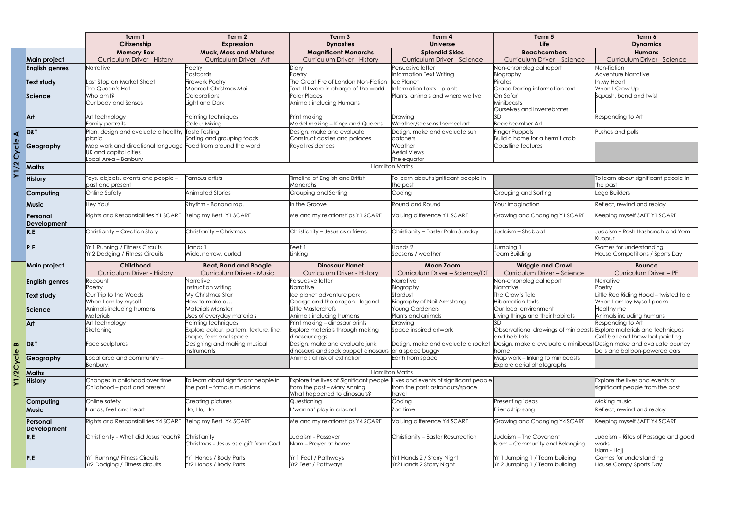| | | Term 1<br>Citizenship | Term 2<br>Expression | Term 3<br>Dynasties | Term 4<br>Universe | Term 5<br>Life | Term 6<br>Dynamics |
|---|---|---|---|---|---|---|---|
| Y1/2 Cycle A | **Main project** | **Memory Box**<br>Curriculum Driver - History | **Muck, Mess and Mixtures**<br>Curriculum Driver - Art | **Magnificent Monarchs**<br>Curriculum Driver - History | **Splendid Skies**<br>Curriculum Driver – Science | **Beachcombers**<br>Curriculum Driver – Science | **Humans**<br>Curriculum Driver - Science |
| | **English genres** | Narrative | Poetry<br>Postcards | Diary<br>Poetry | Persuasive letter<br>Information Text Writing | Non-chronological report<br>Biography | Non-fiction<br>Adventure Narrative |
| | **Text study** | Last Stop on Market Street<br>The Queen's Hat | Firework Poetry<br>Meercat Christmas Mail | The Great Fire of London Non-Fiction Text: If I were in charge of the world | Ice Planet<br>Information texts – plants | Pirates<br>Grace Darling information text | In My Heart<br>When I Grow Up |
| | **Science** | Who am I?<br>Our body and Senses | Celebrations<br>Light and Dark | Polar Places<br>Animals including Humans | Plants, animals and where we live | On Safari<br>Minibeasts<br>Ourselves and invertebrates | Squash, bend and twist |
| | **Art** | Art technology<br>Family portraits | Painting techniques<br>Colour Mixing | Print making<br>Model making – Kings and Queens | Drawing<br>Weather/seasons themed art | 3D<br>Beachcomber Art | Responding to Art |
| | **D&T** | Plan, design and evaluate a healthy picnic | Taste Testing<br>Sorting and grouping foods | Design, make and evaluate<br>Construct castles and palaces | Design, make and evaluate sun catchers | Finger Puppets<br>Build a home for a hermit crab | Pushes and pulls |
| | **Geography** | Map work and directional language<br>UK and capital cities<br>Local Area – Banbury | Food from around the world | Royal residences | Weather<br>Aerial Views<br>The equator | Coastline features | |
| | **Maths** | Hamilton Maths | | | | | |
| | **History** | Toys, objects, events and people – past and present | Famous artists | Timeline of English and British Monarchs | To learn about significant people in the past | | To learn about significant people in the past |
| | **Computing** | Online Safety | Animated Stories | Grouping and Sorting | Coding | Grouping and Sorting | Lego Builders |
| | **Music** | Hey You! | Rhythm - Banana rap. | In the Groove | Round and Round | Your imagination | Reflect, rewind and replay |
| | **Personal Development** | Rights and Responsibilities Y1 SCARF | Being my Best Y1 SCARF | Me and my relationships Y1 SCARF | Valuing difference Y1 SCARF | Growing and Changing Y1 SCARF | Keeping myself SAFE Y1 SCARF |
| | **R.E** | Christianity – Creation Story | Christianity – Christmas | Christianity – Jesus as a friend | Christianity – Easter Palm Sunday | Judaism – Shabbat | Judaism – Rosh Hashanah and Yom Kuppur |
| | **P.E** | Yr 1 Running / Fitness Circuits<br>Yr 2 Dodging / Fitness Circuits | Hands 1<br>Wide, narrow, curled | Feet 1<br>Linking | Hands 2<br>Seasons / weather | Jumping 1<br>Team Building | Games for understanding<br>House Competitions / Sports Day |
| Y1/2Cycle B | **Main project** | **Childhood**<br>Curriculum Driver - History | **Beat, Band and Boogie**<br>Curriculum Driver - Music | **Dinosaur Planet**<br>Curriculum Driver - History | **Moon Zoom**<br>Curriculum Driver – Science/DT | **Wriggle and Crawl**<br>Curriculum Driver – Science | **Bounce**<br>Curriculum Driver – PE |
| | **English genres** | Recount<br>Poetry | Narrative<br>Instruction writing | Persuasive letter<br>Narrative | Narrative<br>Biography | Non-chronological report<br>Narrative | Narrative<br>Poetry |
| | **Text study** | Our Trip to the Woods<br>When I am by myself | My Christmas Star<br>How to make a… | Ice planet adventure park<br>George and the dragon - legend | Stardust<br>Biography of Neil Armstrong | The Crow's Tale<br>Hibernation texts | Little Red Riding Hood – twisted tale<br>When I am by Myself poem |
| | **Science** | Animals including humans<br>Materials | Materials Monster<br>Uses of everyday materials | Little Masterchefs<br>Animals including humans | Young Gardeners<br>Plants and animals | Our local environment<br>Living things and their habitats | Healthy me<br>Animals including humans |
| | **Art** | Art technology<br>Sketching | Painting techniques<br>Explore colour, pattern, texture, line, shape, form and space | Print making – dinosaur prints<br>Explore materials through making dinosaur eggs | Drawing<br>Space inspired artwork | 3D<br>Observational drawings of minibeasts and habitats | Responding to Art<br>Explore materials and techniques<br>Golf ball and throw ball painting |
| | **D&T** | Face sculptures | Designing and making musical instruments | Design, make and evaluate junk dinosaurs and sock puppet dinosaurs | Design, make and evaluate a rocket or a space buggy | Design, make a evaluate a minibeast home | Design make and evaluate bouncy balls and balloon-powered cars |
| | **Geography** | Local area and community – Banbury. | | Animals at risk of extinction | Earth from space | Map work – linking to minibeasts<br>Explore aerial photographs | |
| | **Maths** | Hamilton Maths | | | | | |
| | **History** | Changes in childhood over time<br>Childhood – past and present | To learn about significant people in the past – famous musicians | Explore the lives of Significant people from the past – Mary Anning<br>What happened to dinosaurs? | Lives and events of significant people from the past: astronauts/space travel | | Explore the lives and events of significant people from the past |
| | **Computing** | Online safety | Creating pictures | Questioning | Coding | Presenting ideas | Making music |
| | **Music** | Hands, feet and heart | Ho, Ho, Ho | I 'wanna' play in a band | Zoo time | Friendship song | Reflect, rewind and replay |
| | **Personal Development** | Rights and Responsibilities Y4 SCARF | Being my Best Y4 SCARF | Me and my relationships Y4 SCARF | Valuing difference Y4 SCARF | Growing and Changing Y4 SCARF | Keeping myself SAFE Y4 SCARF |
| | **R.E** | Christianity - What did Jesus teach? | Christianity<br>Christmas - Jesus as a gift from God | Judaism - Passover<br>Islam – Prayer at home | Christianity – Easter Resurrection | Judaism – The Covenant<br>Islam – Community and Belonging | Judaism – Rites of Passage and good works<br>Islam - Hajj |
| | **P.E** | Yr1 Running/ Fitness Circuits<br>Yr2 Dodging / Fitness circuits | Yr1 Hands / Body Parts<br>Yr2 Hands / Body Parts | Yr 1 Feet / Pathways<br>Yr2 Feet / Pathways | Yr1 Hands 2 / Starry Night<br>Yr2 Hands 2 Starry Night | Yr 1 Jumping 1 / Team building<br>Yr 2 Jumping 1 / Team building | Games for understanding<br>House Comp/ Sports Day |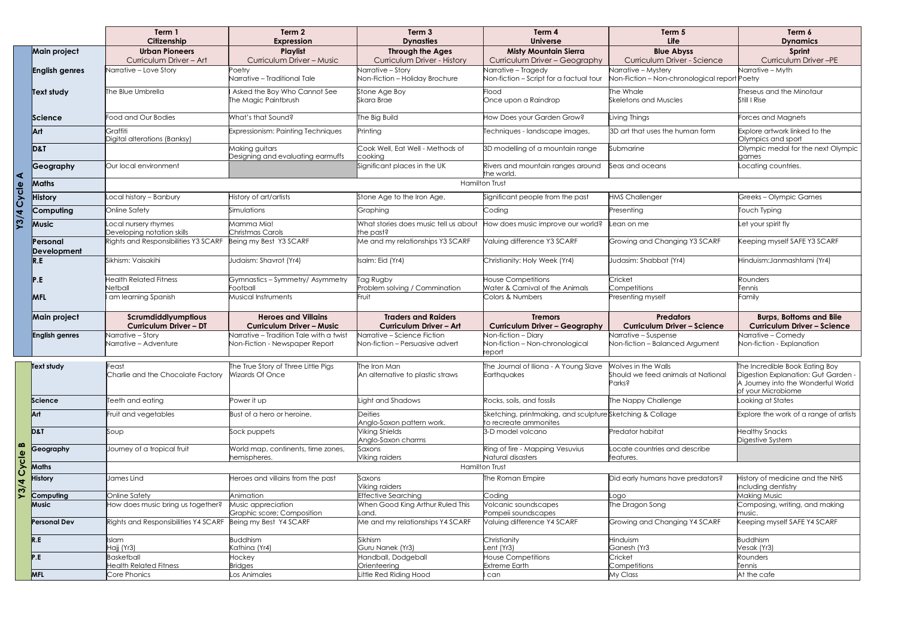| | | Term 1 Citizenship | Term 2 Expression | Term 3 Dynasties | Term 4 Universe | Term 5 Life | Term 6 Dynamics |
|---|---|---|---|---|---|---|---|
| Y3/4 Cycle A | **Main project** | **Urban Pioneers** Curriculum Driver – Art | **Playlist** Curriculum Driver – Music | **Through the Ages** Curriculum Driver - History | **Misty Mountain Sierra** Curriculum Driver – Geography | **Blue Abyss** Curriculum Driver - Science | **Sprint** Curriculum Driver –PE |
| | **English genres** | Narrative – Love Story | Poetry<br>Narrative – Traditional Tale | Narrative – Story<br>Non-Fiction – Holiday Brochure | Narrative – Tragedy<br>Non-fiction – Script for a factual tour | Narrative – Mystery<br>Non-Fiction – Non-chronological report | Narrative – Myth<br>Poetry |
| | **Text study** | The Blue Umbrella | I Asked the Boy Who Cannot See<br>The Magic Paintbrush | Stone Age Boy<br>Skara Brae | Flood<br>Once upon a Raindrop | The Whale<br>Skeletons and Muscles | Theseus and the Minotaur<br>Still I Rise |
| | **Science** | Food and Our Bodies | What's that Sound? | The Big Build | How Does your Garden Grow? | Living Things | Forces and Magnets |
| | **Art** | Graffiti<br>Digital alterations (Banksy) | Expressionism: Painting Techniques | Printing | Techniques - landscape images, | 3D art that uses the human form | Explore artwork linked to the Olympics and sport |
| | **D&T** | | Making guitars<br>Designing and evaluating earmuffs | Cook Well, Eat Well - Methods of cooking | 3D modelling of a mountain range | Submarine | Olympic medal for the next Olympic games |
| | **Geography** | Our local environment | | Significant places in the UK | Rivers and mountain ranges around the world. | Seas and oceans | Locating countries. |
| | **Maths** | Hamilton Trust | | | | | |
| | **History** | Local history – Banbury | History of art/artists | Stone Age to the Iron Age, | Significant people from the past | HMS Challenger | Greeks – Olympic Games |
| | **Computing** | Online Safety | Simulations | Graphing | Coding | Presenting | Touch Typing |
| | **Music** | Local nursery rhymes<br>Developing notation skills | Mamma Mia!<br>Christmas Carols | What stories does music tell us about the past? | How does music improve our world? | Lean on me | Let your spirit fly |
| | **Personal Development** | Rights and Responsibilities Y3 SCARF | Being my Best Y3 SCARF | Me and my relationships Y3 SCARF | Valuing difference Y3 SCARF | Growing and Changing Y3 SCARF | Keeping myself SAFE Y3 SCARF |
| | **R.E** | Sikhism: Vaisakihi | Judaism: Shavrot (Yr4) | Isalm: Eid (Yr4) | Christianity: Holy Week (Yr4) | Judasim: Shabbat (Yr4) | Hinduism:Janmashtami (Yr4) |
| | **P.E** | Health Related Fitness<br>Netball | Gymnastics – Symmetry/ Asymmetry<br>Football | Tag Rugby<br>Problem solving / Commination | House Competitions<br>Water & Carnival of the Animals | Cricket<br>Competitions | Rounders<br>Tennis |
| | **MFL** | I am learning Spanish | Musical Instruments | Fruit | Colors & Numbers | Presenting myself | Family |
| Y3/4 Cycle B | **Main project** | **Scrumdiddlyumptious Curriculum Driver – DT** | **Heroes and Villains Curriculum Driver – Music** | **Traders and Raiders Curriculum Driver – Art** | **Tremors Curriculum Driver – Geography** | **Predators Curriculum Driver – Science** | **Burps, Bottoms and Bile Curriculum Driver – Science** |
| | **English genres** | Narrative – Story<br>Narrative – Adventure | Narrative – Tradition Tale with a twist<br>Non-Fiction - Newspaper Report | Narrative – Science Fiction<br>Non-fiction – Persuasive advert | Non-fiction – Diary<br>Non-fiction – Non-chronological report | Narrative – Suspense<br>Non-fiction – Balanced Argument | Narrative – Comedy<br>Non-fiction - Explanation |
| | **Text study** | Feast<br>Charlie and the Chocolate Factory | The True Story of Three Little Pigs<br>Wizards Of Once | The Iron Man<br>An alternative to plastic straws | The Journal of Iliona - A Young Slave<br>Earthquakes | Wolves in the Walls<br>Should we feed animals at National Parks? | The Incredible Book Eating Boy<br>Digestion Explanation: Gut Garden - A Journey into the Wonderful World of your Microbiome |
| | **Science** | Teeth and eating | Power it up | Light and Shadows | Rocks, soils, and fossils | The Nappy Challenge | Looking at States |
| | **Art** | Fruit and vegetables | Bust of a hero or heroine. | Deities<br>Anglo-Saxon pattern work. | Sketching, printmaking, and sculpture to recreate ammonites | Sketching & Collage | Explore the work of a range of artists |
| | **D&T** | Soup | Sock puppets | Viking Shields<br>Anglo-Saxon charms | 3-D model volcano | Predator habitat | Healthy Snacks<br>Digestive System |
| | **Geography** | Journey of a tropical fruit | World map, continents, time zones, hemispheres. | Saxons<br>Viking raiders | Ring of fire - Mapping Vesuvius<br>Natural disasters | Locate countries and describe features. | |
| | **Maths** | Hamilton Trust | | | | | |
| | **History** | James Lind | Heroes and villains from the past | Saxons<br>Viking raiders | The Roman Empire | Did early humans have predators? | History of medicine and the NHS including dentistry |
| | **Computing** | Online Safety | Animation | Effective Searching | Coding | Logo | Making Music |
| | **Music** | How does music bring us together? | Music appreciation<br>Graphic score; Composition | When Good King Arthur Ruled This Land. | Volcanic soundscapes<br>Pompeii soundscapes | The Dragon Song | Composing, writing, and making music. |
| | **Personal Dev** | Rights and Responsibilities Y4 SCARF | Being my Best Y4 SCARF | Me and my relationships Y4 SCARF | Valuing difference Y4 SCARF | Growing and Changing Y4 SCARF | Keeping myself SAFE Y4 SCARF |
| | **R.E** | Islam<br>Hajj (Yr3) | Buddhism<br>Kathina (Yr4) | Sikhism<br>Guru Nanek (Yr3) | Christianity<br>Lent (Yr3) | Hinduism<br>Ganesh (Yr3 | Buddhism<br>Vesak (Yr3) |
| | **P.E** | Basketball<br>Health Related Fitness | Hockey<br>Bridges | Handball, Dodgeball<br>Orienteering | House Competitions<br>Extreme Earth | Cricket<br>Competitions | Rounders<br>Tennis |
| | **MFL** | Core Phonics | Los Animales | Little Red Riding Hood | I can | My Class | At the cafe |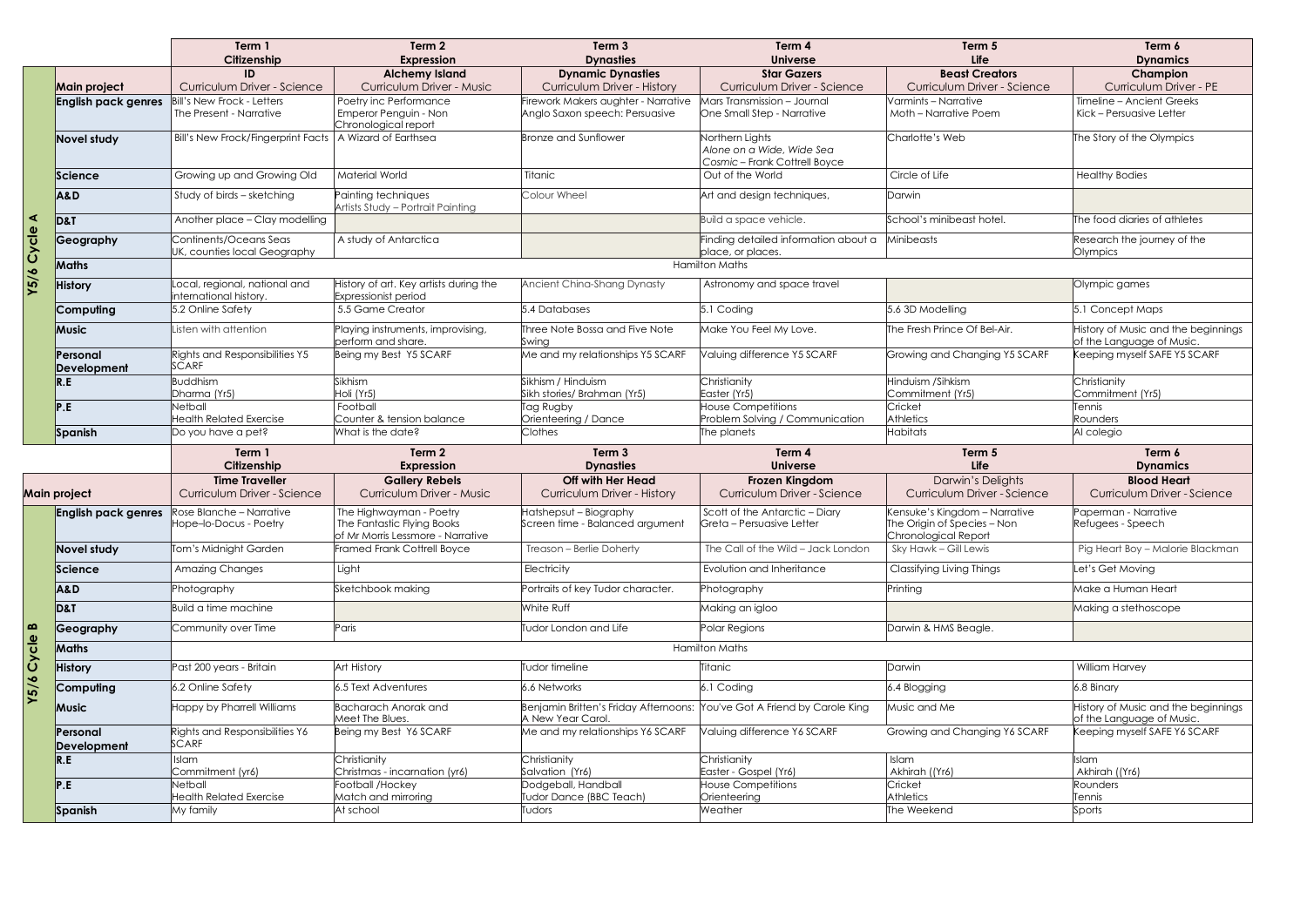| Y5/6 Cycle A | Term 1<br>Citizenship | Term 2<br>Expression | Term 3<br>Dynasties | Term 4<br>Universe | Term 5<br>Life | Term 6<br>Dynamics |
|---|---|---|---|---|---|---|
| **Main project** | **ID**<br>Curriculum Driver - Science | **Alchemy Island**<br>Curriculum Driver - Music | **Dynamic Dynasties**<br>Curriculum Driver - History | **Star Gazers**<br>Curriculum Driver - Science | **Beast Creators**<br>Curriculum Driver - Science | **Champion**<br>Curriculum Driver - PE |
| **English pack genres** | Bill's New Frock - Letters<br>The Present - Narrative | Poetry inc Performance<br>Emperor Penguin - Non Chronological report | Firework Makers aughter - Narrative<br>Anglo Saxon speech: Persuasive | Mars Transmission – Journal<br>One Small Step - Narrative | Varmints – Narrative<br>Moth – Narrative Poem | Timeline – Ancient Greeks<br>Kick – Persuasive Letter |
| **Novel study** | Bill's New Frock/Fingerprint Facts | A Wizard of Earthsea | Bronze and Sunflower | Northern Lights<br>*Alone on a Wide, Wide Sea*<br>*Cosmic* – Frank Cottrell Boyce | Charlotte's Web | The Story of the Olympics |
| **Science** | Growing up and Growing Old | Material World | Titanic | Out of the World | Circle of Life | Healthy Bodies |
| **A&D** | Study of birds – sketching | Painting techniques<br>Artists Study – Portrait Painting | Colour Wheel | Art and design techniques, | Darwin | |
| **D&T** | Another place – Clay modelling | | | Build a space vehicle. | School's minibeast hotel. | The food diaries of athletes |
| **Geography** | Continents/Oceans Seas<br>UK, counties local Geography | A study of Antarctica | | Finding detailed information about a place, or places. | Minibeasts | Research the journey of the Olympics |
| **Maths** | Hamilton Maths | | | | | |
| **History** | Local, regional, national and international history. | History of art. Key artists during the Expressionist period | Ancient China-Shang Dynasty | Astronomy and space travel | | Olympic games |
| **Computing** | 5.2 Online Safety | 5.5 Game Creator | 5.4 Databases | 5.1 Coding | 5.6 3D Modelling | 5.1 Concept Maps |
| **Music** | Listen with attention | Playing instruments, improvising, perform and share. | Three Note Bossa and Five Note Swing | Make You Feel My Love. | The Fresh Prince Of Bel-Air. | History of Music and the beginnings of the Language of Music. |
| **Personal Development** | Rights and Responsibilities Y5 SCARF | Being my Best Y5 SCARF | Me and my relationships Y5 SCARF | Valuing difference Y5 SCARF | Growing and Changing Y5 SCARF | Keeping myself SAFE Y5 SCARF |
| **R.E** | Buddhism<br>Dharma (Yr5) | Sikhism<br>Holi (Yr5) | Sikhism / Hinduism<br>Sikh stories/ Brahman (Yr5) | Christianity<br>Easter (Yr5) | Hinduism /Sihkism<br>Commitment (Yr5) | Christianity<br>Commitment (Yr5) |
| **P.E** | Netball<br>Health Related Exercise | Football<br>Counter & tension balance | Tag Rugby<br>Orienteering / Dance | House Competitions<br>Problem Solving / Communication | Cricket<br>Athletics | Tennis<br>Rounders |
| **Spanish** | Do you have a pet? | What is the date? | Clothes | The planets | Habitats | Al colegio |

| Y5/6 Cycle B | Term 1<br>Citizenship | Term 2<br>Expression | Term 3<br>Dynasties | Term 4<br>Universe | Term 5<br>Life | Term 6<br>Dynamics |
|---|---|---|---|---|---|---|
| **Main project** | **Time Traveller**<br>Curriculum Driver - Science | **Gallery Rebels**<br>Curriculum Driver - Music | **Off with Her Head**<br>Curriculum Driver - History | **Frozen Kingdom**<br>Curriculum Driver - Science | Darwin's Delights<br>Curriculum Driver - Science | **Blood Heart**<br>Curriculum Driver - Science |
| **English pack genres** | Rose Blanche – Narrative<br>Hope–lo-Docus - Poetry | The Highwayman - Poetry<br>The Fantastic Flying Books of Mr Morris Lessmore - Narrative | Hatshepsut – Biography<br>Screen time - Balanced argument | Scott of the Antarctic – Diary<br>Greta – Persuasive Letter | Kensuke's Kingdom – Narrative<br>The Origin of Species – Non Chronological Report | Paperman - Narrative<br>Refugees - Speech |
| **Novel study** | Tom's Midnight Garden | Framed Frank Cottrell Boyce | Treason – Berlie Doherty | The Call of the Wild – Jack London | Sky Hawk – Gill Lewis | Pig Heart Boy – Malorie Blackman |
| **Science** | Amazing Changes | Light | Electricity | Evolution and Inheritance | Classifying Living Things | Let's Get Moving |
| **A&D** | Photography | Sketchbook making | Portraits of key Tudor character. | Photography | Printing | Make a Human Heart |
| **D&T** | Build a time machine | | White Ruff | Making an igloo | | Making a stethoscope |
| **Geography** | Community over Time | Paris | Tudor London and Life | Polar Regions | Darwin & HMS Beagle. | |
| **Maths** | Hamilton Maths | | | | | |
| **History** | Past 200 years - Britain | Art History | Tudor timeline | Titanic | Darwin | William Harvey |
| **Computing** | 6.2 Online Safety | 6.5 Text Adventures | 6.6 Networks | 6.1 Coding | 6.4 Blogging | 6.8 Binary |
| **Music** | Happy by Pharrell Williams | Bacharach Anorak and Meet The Blues. | Benjamin Britten's Friday Afternoons: A New Year Carol. | You've Got A Friend by Carole King | Music and Me | History of Music and the beginnings of the Language of Music. |
| **Personal Development** | Rights and Responsibilities Y6 SCARF | Being my Best Y6 SCARF | Me and my relationships Y6 SCARF | Valuing difference Y6 SCARF | Growing and Changing Y6 SCARF | Keeping myself SAFE Y6 SCARF |
| **R.E** | Islam<br>Commitment (yr6) | Christianity<br>Christmas - incarnation (yr6) | Christianity<br>Salvation (Yr6) | Christianity<br>Easter - Gospel (Yr6) | Islam<br>Akhirah ((Yr6) | Islam<br>Akhirah ((Yr6) |
| **P.E** | Netball<br>Health Related Exercise | Football /Hockey<br>Match and mirroring | Dodgeball, Handball<br>Tudor Dance (BBC Teach) | House Competitions<br>Orienteering | Cricket<br>Athletics | Rounders<br>Tennis |
| **Spanish** | My family | At school | Tudors | Weather | The Weekend | Sports |